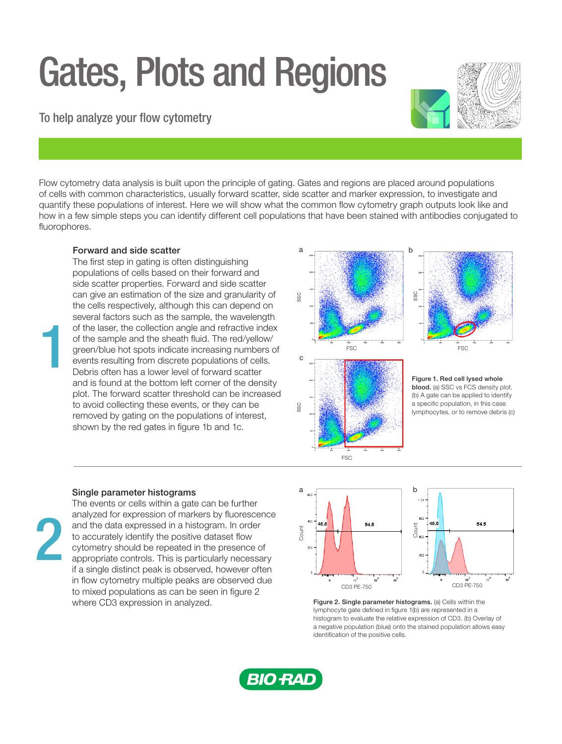# Gates, Plots and Regions

## To help analyze your flow cytometry

Flow cytometry data analysis is built upon the principle of gating. Gates and regions are placed around populations of cells with common characteristics, usually forward scatter, side scatter and marker expression, to investigate and quantify these populations of interest. Here we will show what the common flow cytometry graph outputs look like and how in a few simple steps you can identify different cell populations that have been stained with antibodies conjugated to fluorophores.

### 1 Forward and side scatter

The first step in gating is often distinguishing populations of cells based on their forward and side scatter properties. Forward and side scatter can give an estimation of the size and granularity of the cells respectively, although this can depend on several factors such as the sample, the wavelength of the laser, the collection angle and refractive index of the sample and the sheath fluid. The red/yellow/green/blue hot spots indicate increasing numbers of events resulting from discrete populations of cells. Debris often has a lower level of forward scatter and is found at the bottom left corner of the density plot. The forward scatter threshold can be increased to avoid collecting these events, or they can be removed by gating on the populations of interest, shown by the red gates in figure 1b and 1c.

**Figure 1. Red cell lysed whole blood.** (a) SSC vs FCS density plot. (b) A gate can be applied to identify a specific population, in this case lymphocytes, or to remove debris (c)

### 2 Single parameter histograms

The events or cells within a gate can be further analyzed for expression of markers by fluorescence and the data expressed in a histogram. In order to accurately identify the positive dataset flow cytometry should be repeated in the presence of appropriate controls. This is particularly necessary if a single distinct peak is observed, however often in flow cytometry multiple peaks are observed due to mixed populations as can be seen in figure 2 where CD3 expression in analyzed.

**Figure 2. Single parameter histograms.** (a) Cells within the lymphocyte gate defined in figure 1(b) are represented in a histogram to evaluate the relative expression of CD3. (b) Overlay of a negative population (blue) onto the stained population allows easy identification of the positive cells.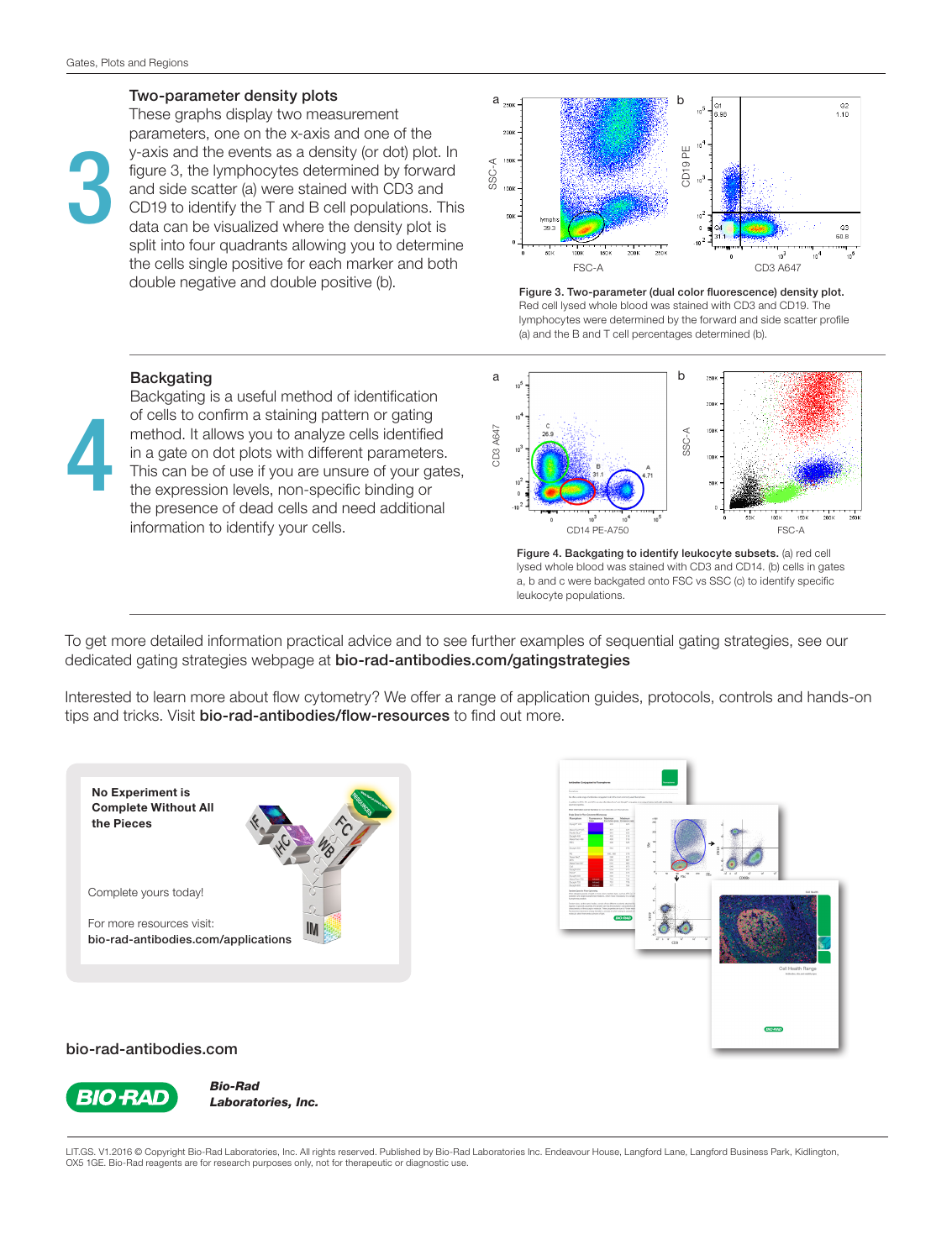## 3 Two-parameter density plots

These graphs display two measurement parameters, one on the x-axis and one of the y-axis and the events as a density (or dot) plot. In figure 3, the lymphocytes determined by forward and side scatter (a) were stained with CD3 and CD19 to identify the T and B cell populations. This data can be visualized where the density plot is split into four quadrants allowing you to determine the cells single positive for each marker and both double negative and double positive (b).

a
SSC-A
FSC-A
lymphs
39.3

b
CD19 PE
CD3 A647
Q1
8.98
Q2
1.10
Q4
31.1
Q3
58.8

**Figure 3. Two-parameter (dual color fluorescence) density plot.** Red cell lysed whole blood was stained with CD3 and CD19. The lymphocytes were determined by the forward and side scatter profile (a) and the B and T cell percentages determined (b).

## 4 Backgating

Backgating is a useful method of identification of cells to confirm a staining pattern or gating method. It allows you to analyze cells identified in a gate on dot plots with different parameters. This can be of use if you are unsure of your gates, the expression levels, non-specific binding or the presence of dead cells and need additional information to identify your cells.

a
CD3 A647
CD14 PE-A750
C
26.9
B
31.1
A
4.71

b
SSC-A
FSC-A

**Figure 4. Backgating to identify leukocyte subsets.** (a) red cell lysed whole blood was stained with CD3 and CD14. (b) cells in gates a, b and c were backgated onto FSC vs SSC (c) to identify specific leukocyte populations.

To get more detailed information practical advice and to see further examples of sequential gating strategies, see our dedicated gating strategies webpage at **bio-rad-antibodies.com/gatingstrategies**

Interested to learn more about flow cytometry? We offer a range of application guides, protocols, controls and hands-on tips and tricks. Visit **bio-rad-antibodies/flow-resources** to find out more.

**No Experiment is Complete Without All the Pieces**

Complete yours today!

For resources visit:
**bio-rad-antibodies.com/applications**

bio-rad-antibodies.com

***Bio-Rad Laboratories, Inc.***

LIT.GS. V1.2016 © Copyright Bio-Rad Laboratories, Inc. All rights reserved. Published by Bio-Rad Laboratories Inc. Endeavour House, Langford Lane, Langford Business Park, Kidlington, OX5 1GE. Bio-Rad reagents are for research purposes only, not for therapeutic or diagnostic use.